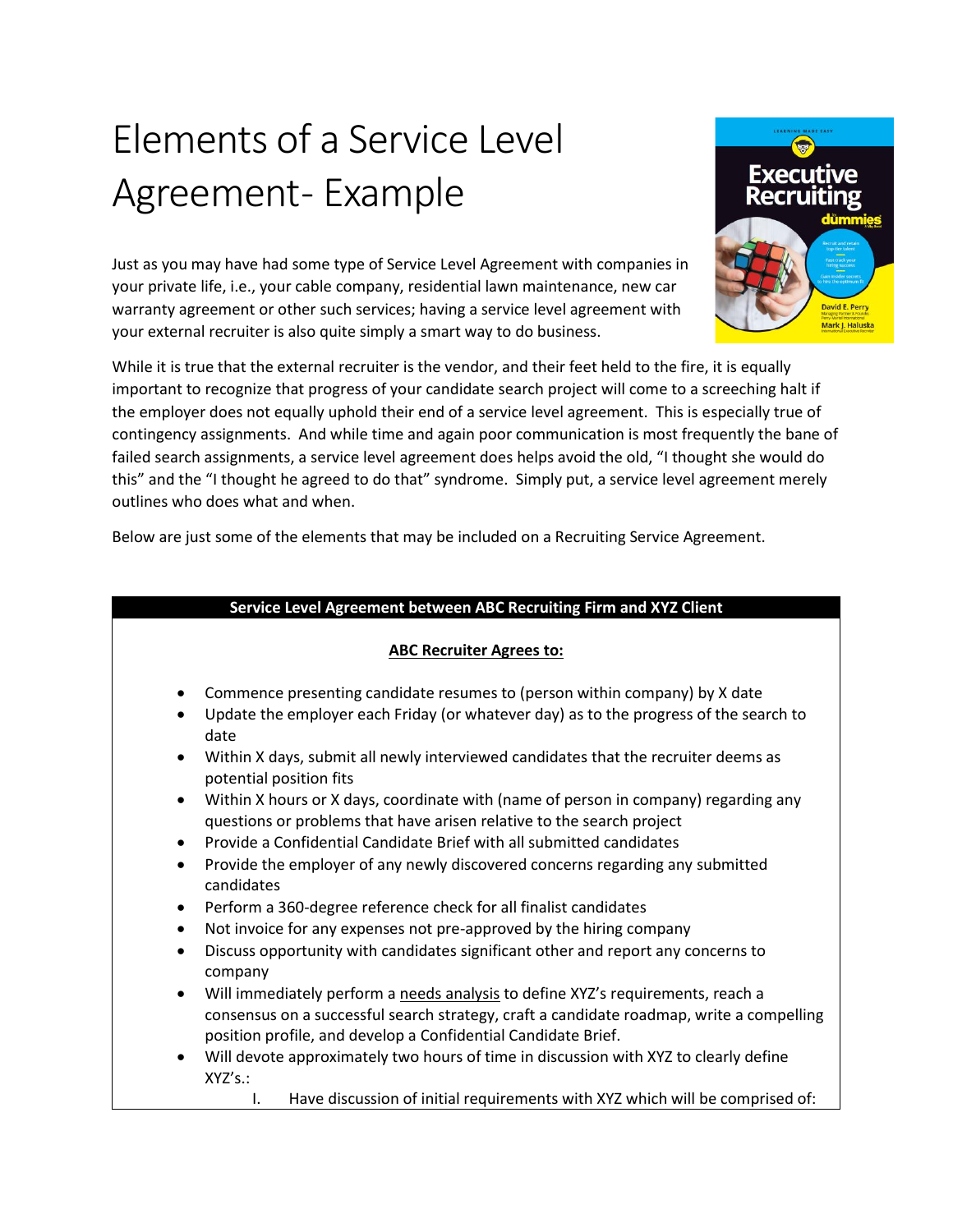# Elements of a Service Level Agreement- Example

Just as you may have had some type of Service Level Agreement with companies in your private life, i.e., your cable company, residential lawn maintenance, new car warranty agreement or other such services; having a service level agreement with your external recruiter is also quite simply a smart way to do business.

While it is true that the external recruiter is the vendor, and their feet held to the fire, it is equally important to recognize that progress of your candidate search project will come to a screeching halt if the employer does not equally uphold their end of a service level agreement. This is especially true of contingency assignments. And while time and again poor communication is most frequently the bane of failed search assignments, a service level agreement does helps avoid the old, "I thought she would do this" and the "I thought he agreed to do that" syndrome. Simply put, a service level agreement merely outlines who does what and when.

Below are just some of the elements that may be included on a Recruiting Service Agreement.

**Service Level Agreement between ABC Recruiting Firm and XYZ Client**

**ABC Recruiter Agrees to:**

- Commence presenting candidate resumes to (person within company) by X date
- Update the employer each Friday (or whatever day) as to the progress of the search to date
- Within X days, submit all newly interviewed candidates that the recruiter deems as potential position fits
- Within X hours or X days, coordinate with (name of person in company) regarding any questions or problems that have arisen relative to the search project
- Provide a Confidential Candidate Brief with all submitted candidates
- Provide the employer of any newly discovered concerns regarding any submitted candidates
- Perform a 360-degree reference check for all finalist candidates
- Not invoice for any expenses not pre-approved by the hiring company
- Discuss opportunity with candidates significant other and report any concerns to company
- Will immediately perform a needs analysis to define XYZ's requirements, reach a consensus on a successful search strategy, craft a candidate roadmap, write a compelling position profile, and develop a Confidential Candidate Brief.
- Will devote approximately two hours of time in discussion with XYZ to clearly define XYZ's.:
    I. Have discussion of initial requirements with XYZ which will be comprised of: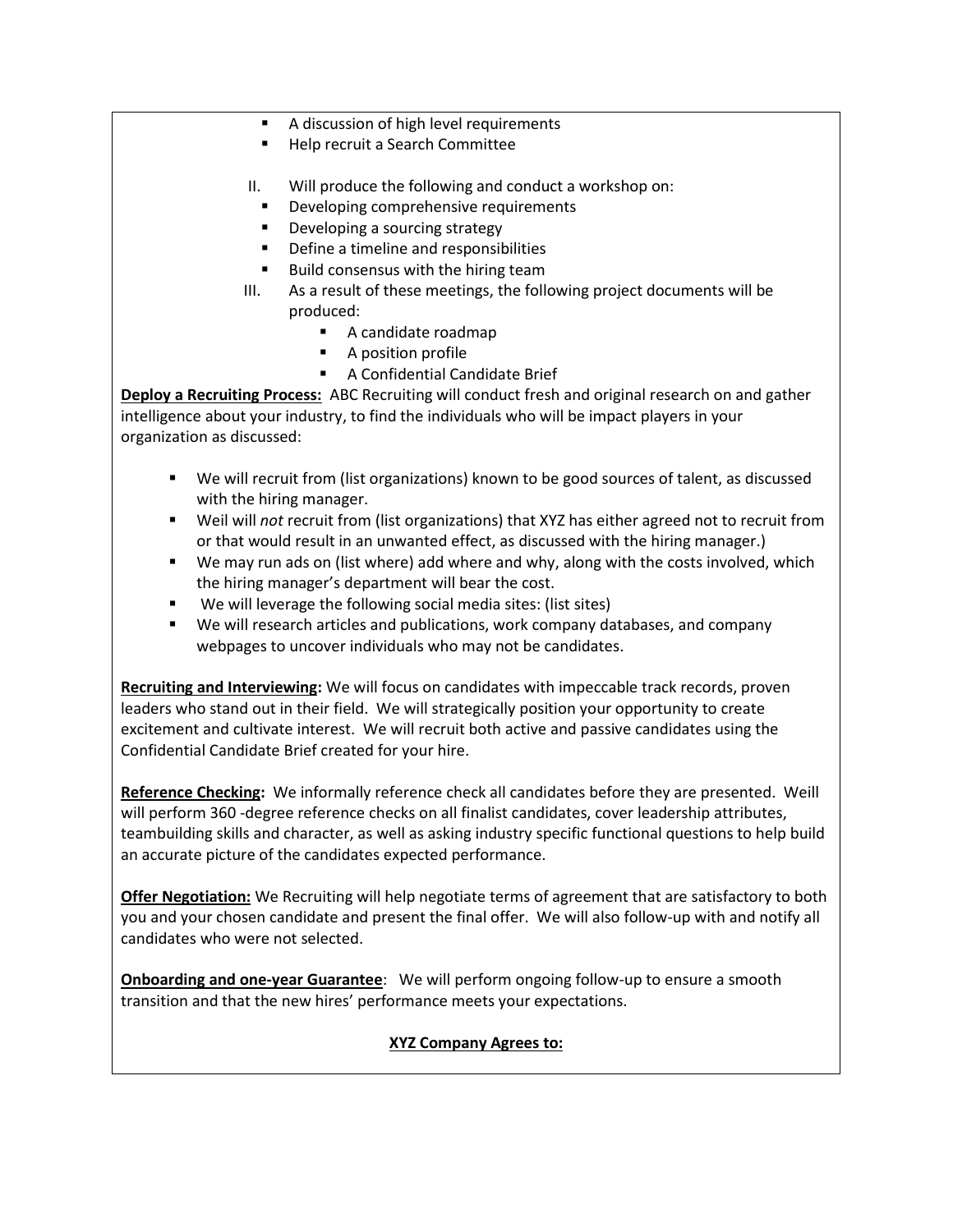- A discussion of high level requirements
- Help recruit a Search Committee

II. Will produce the following and conduct a workshop on:
   - Developing comprehensive requirements
   - Developing a sourcing strategy
   - Define a timeline and responsibilities
   - Build consensus with the hiring team

III. As a result of these meetings, the following project documents will be produced:
   - A candidate roadmap
   - A position profile
   - A Confidential Candidate Brief

**Deploy a Recruiting Process:** ABC Recruiting will conduct fresh and original research on and gather intelligence about your industry, to find the individuals who will be impact players in your organization as discussed:

- We will recruit from (list organizations) known to be good sources of talent, as discussed with the hiring manager.
- Weil will *not* recruit from (list organizations) that XYZ has either agreed not to recruit from or that would result in an unwanted effect, as discussed with the hiring manager.)
- We may run ads on (list where) add where and why, along with the costs involved, which the hiring manager's department will bear the cost.
- We will leverage the following social media sites: (list sites)
- We will research articles and publications, work company databases, and company webpages to uncover individuals who may not be candidates.

**Recruiting and Interviewing:** We will focus on candidates with impeccable track records, proven leaders who stand out in their field. We will strategically position your opportunity to create excitement and cultivate interest. We will recruit both active and passive candidates using the Confidential Candidate Brief created for your hire.

**Reference Checking:** We informally reference check all candidates before they are presented. Weill will perform 360 -degree reference checks on all finalist candidates, cover leadership attributes, teambuilding skills and character, as well as asking industry specific functional questions to help build an accurate picture of the candidates expected performance.

**Offer Negotiation:** We Recruiting will help negotiate terms of agreement that are satisfactory to both you and your chosen candidate and present the final offer. We will also follow-up with and notify all candidates who were not selected.

**Onboarding and one-year Guarantee**: We will perform ongoing follow-up to ensure a smooth transition and that the new hires' performance meets your expectations.

**XYZ Company Agrees to:**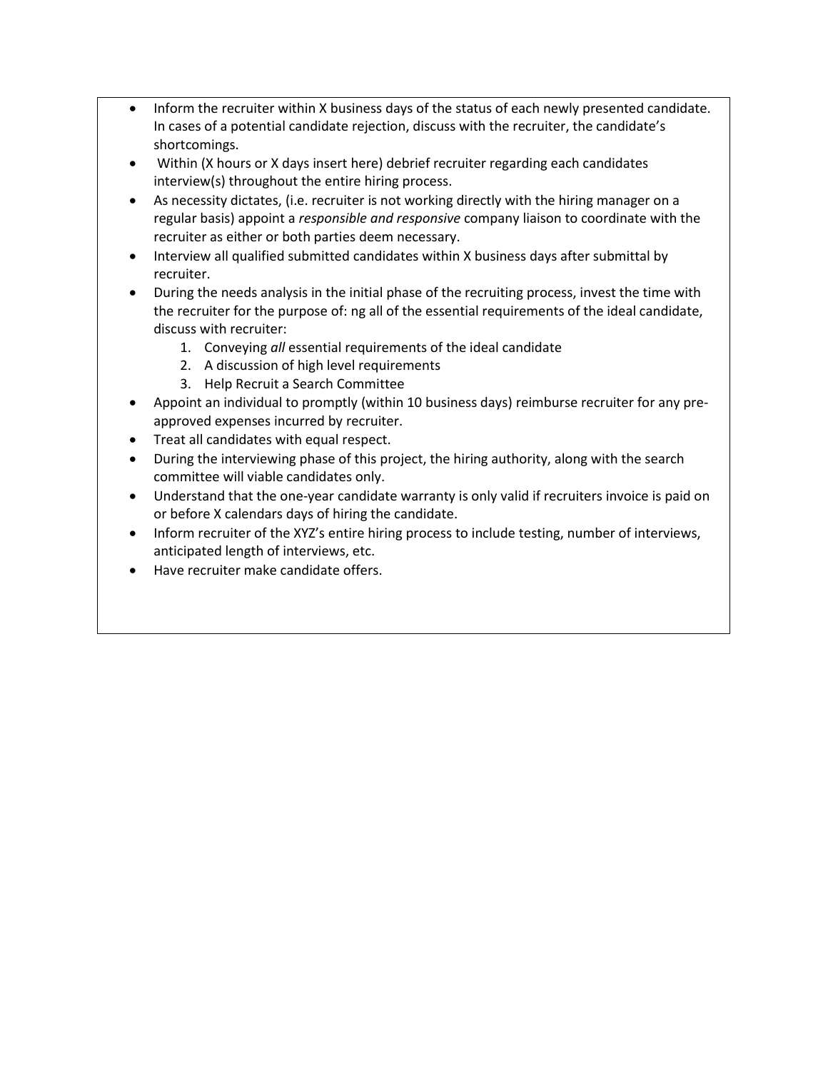- Inform the recruiter within X business days of the status of each newly presented candidate. In cases of a potential candidate rejection, discuss with the recruiter, the candidate's shortcomings.
- Within (X hours or X days insert here) debrief recruiter regarding each candidates interview(s) throughout the entire hiring process.
- As necessity dictates, (i.e. recruiter is not working directly with the hiring manager on a regular basis) appoint a *responsible and responsive* company liaison to coordinate with the recruiter as either or both parties deem necessary.
- Interview all qualified submitted candidates within X business days after submittal by recruiter.
- During the needs analysis in the initial phase of the recruiting process, invest the time with the recruiter for the purpose of: ng all of the essential requirements of the ideal candidate, discuss with recruiter:
    1. Conveying *all* essential requirements of the ideal candidate
    2. A discussion of high level requirements
    3. Help Recruit a Search Committee
- Appoint an individual to promptly (within 10 business days) reimburse recruiter for any pre-approved expenses incurred by recruiter.
- Treat all candidates with equal respect.
- During the interviewing phase of this project, the hiring authority, along with the search committee will viable candidates only.
- Understand that the one-year candidate warranty is only valid if recruiters invoice is paid on or before X calendars days of hiring the candidate.
- Inform recruiter of the XYZ's entire hiring process to include testing, number of interviews, anticipated length of interviews, etc.
- Have recruiter make candidate offers.